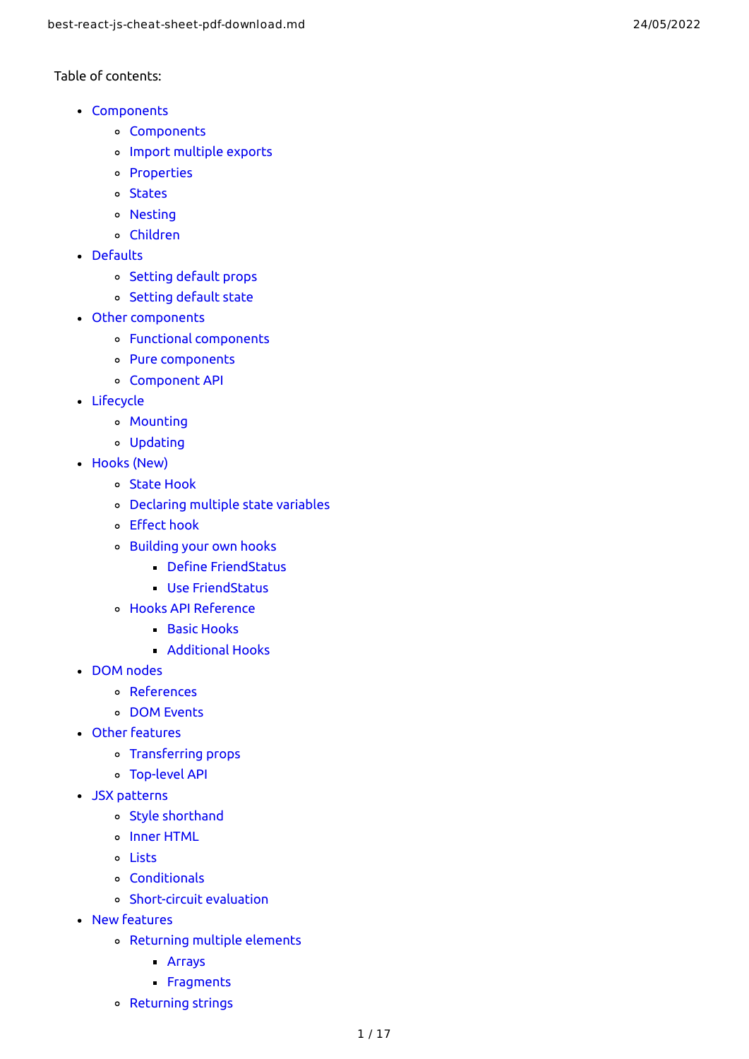Table of contents:

- Components
  - Components
  - Import multiple exports
  - Properties
  - States
  - Nesting
  - Children
- Defaults
  - Setting default props
  - Setting default state
- Other components
  - Functional components
  - Pure components
  - Component API
- Lifecycle
  - Mounting
  - Updating
- Hooks (New)
  - State Hook
  - Declaring multiple state variables
  - Effect hook
  - Building your own hooks
    - Define FriendStatus
    - Use FriendStatus
  - Hooks API Reference
    - Basic Hooks
    - Additional Hooks
- DOM nodes
  - References
  - DOM Events
- Other features
  - Transferring props
  - Top-level API
- JSX patterns
  - Style shorthand
  - Inner HTML
  - Lists
  - Conditionals
  - Short-circuit evaluation
- New features
  - Returning multiple elements
    - Arrays
    - Fragments
  - Returning strings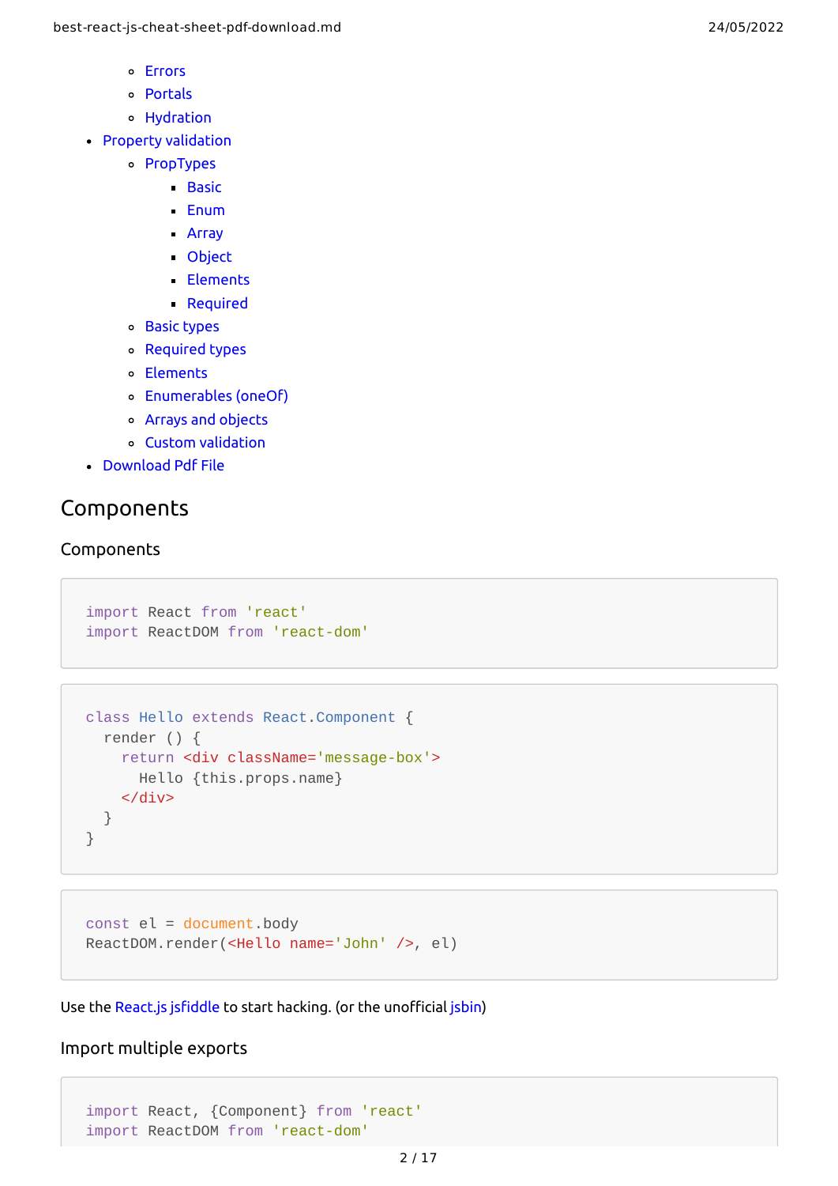- Errors
    - Portals
    - Hydration
- Property validation
    - PropTypes
        - Basic
        - Enum
        - Array
        - Object
        - Elements
        - Required
    - Basic types
    - Required types
    - Elements
    - Enumerables (oneOf)
    - Arrays and objects
    - Custom validation
- Download Pdf File

## Components

### Components

```
import React from 'react'
import ReactDOM from 'react-dom'
```

```
class Hello extends React.Component {
  render () {
    return <div className='message-box'>
      Hello {this.props.name}
    </div>
  }
}
```

```
const el = document.body
ReactDOM.render(<Hello name='John' />, el)
```

Use the React.js jsfiddle to start hacking. (or the unofficial jsbin)

### Import multiple exports

```
import React, {Component} from 'react'
import ReactDOM from 'react-dom'
```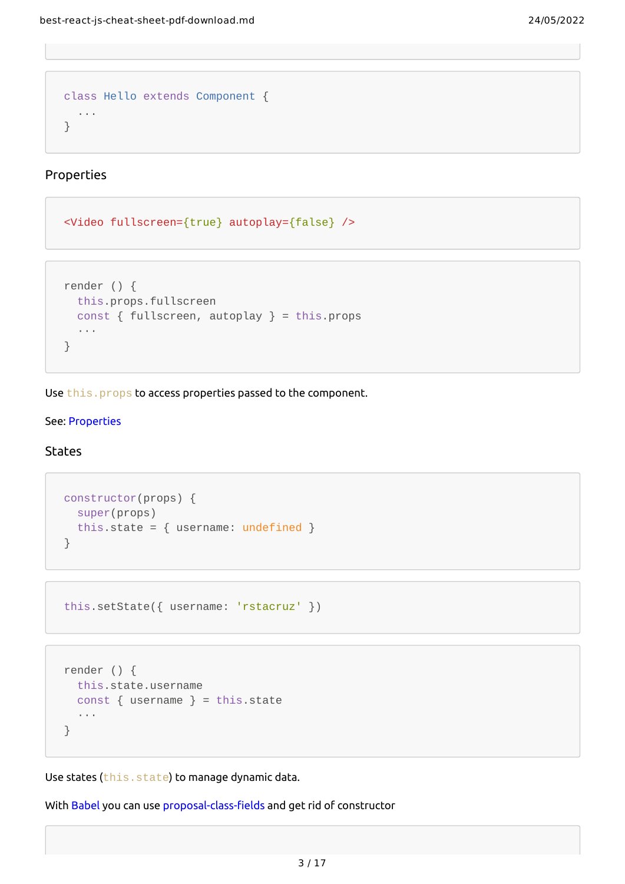```
class Hello extends Component {
  ...
}
```

### Properties

```
<Video fullscreen={true} autoplay={false} />
```

```
render () {
  this.props.fullscreen
  const { fullscreen, autoplay } = this.props
  ...
}
```

Use `this.props` to access properties passed to the component.

See: Properties

### States

```
constructor(props) {
  super(props)
  this.state = { username: undefined }
}
```

```
this.setState({ username: 'rstacruz' })
```

```
render () {
  this.state.username
  const { username } = this.state
  ...
}
```

Use states (`this.state`) to manage dynamic data.

With Babel you can use proposal-class-fields and get rid of constructor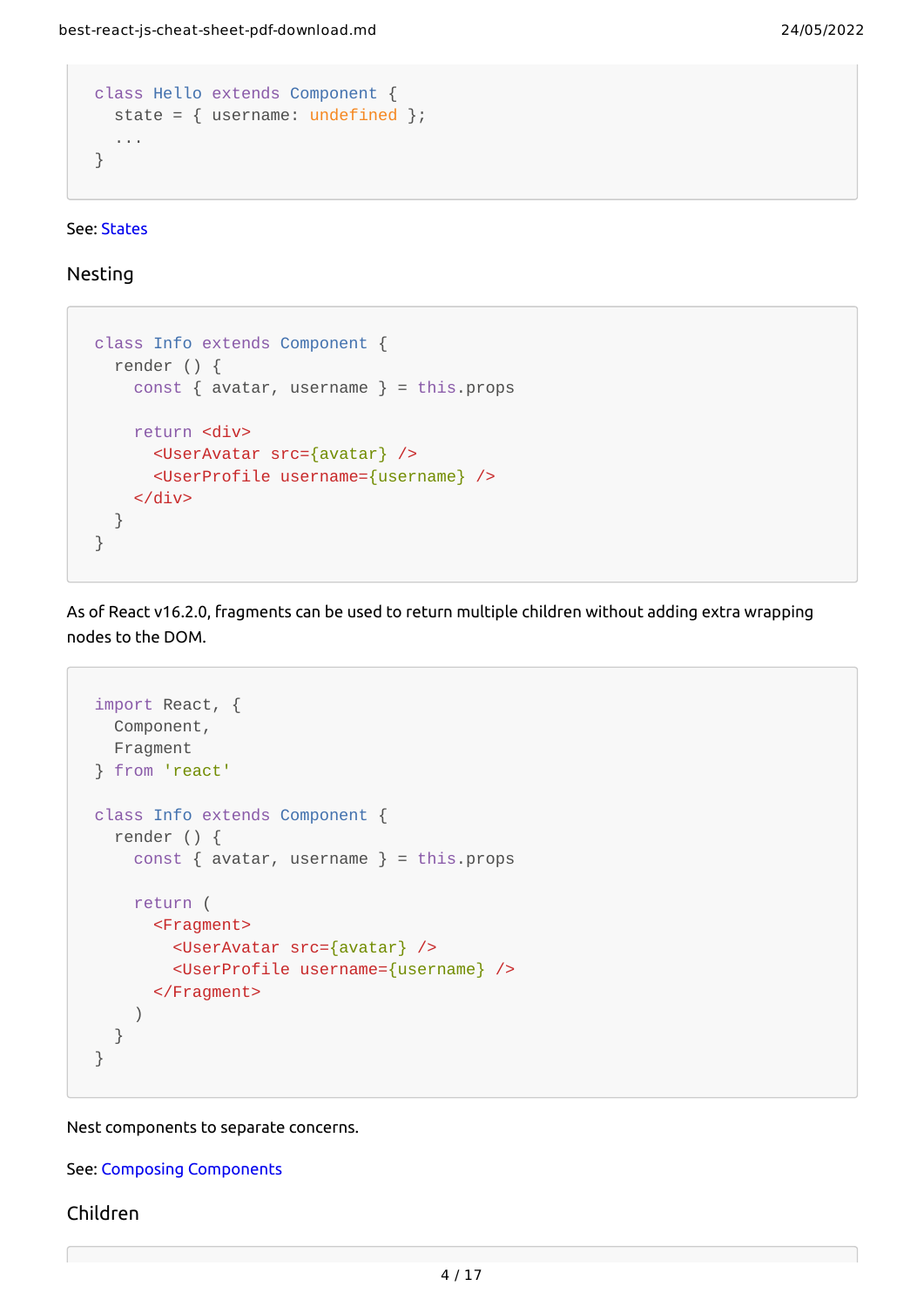```
class Hello extends Component {
  state = { username: undefined };
  ...
}
```

See: States

### Nesting

```
class Info extends Component {
  render () {
    const { avatar, username } = this.props

    return <div>
      <UserAvatar src={avatar} />
      <UserProfile username={username} />
    </div>
  }
}
```

As of React v16.2.0, fragments can be used to return multiple children without adding extra wrapping nodes to the DOM.

```
import React, {
  Component,
  Fragment
} from 'react'

class Info extends Component {
  render () {
    const { avatar, username } = this.props

    return (
      <Fragment>
        <UserAvatar src={avatar} />
        <UserProfile username={username} />
      </Fragment>
    )
  }
}
```

Nest components to separate concerns.

See: Composing Components

### Children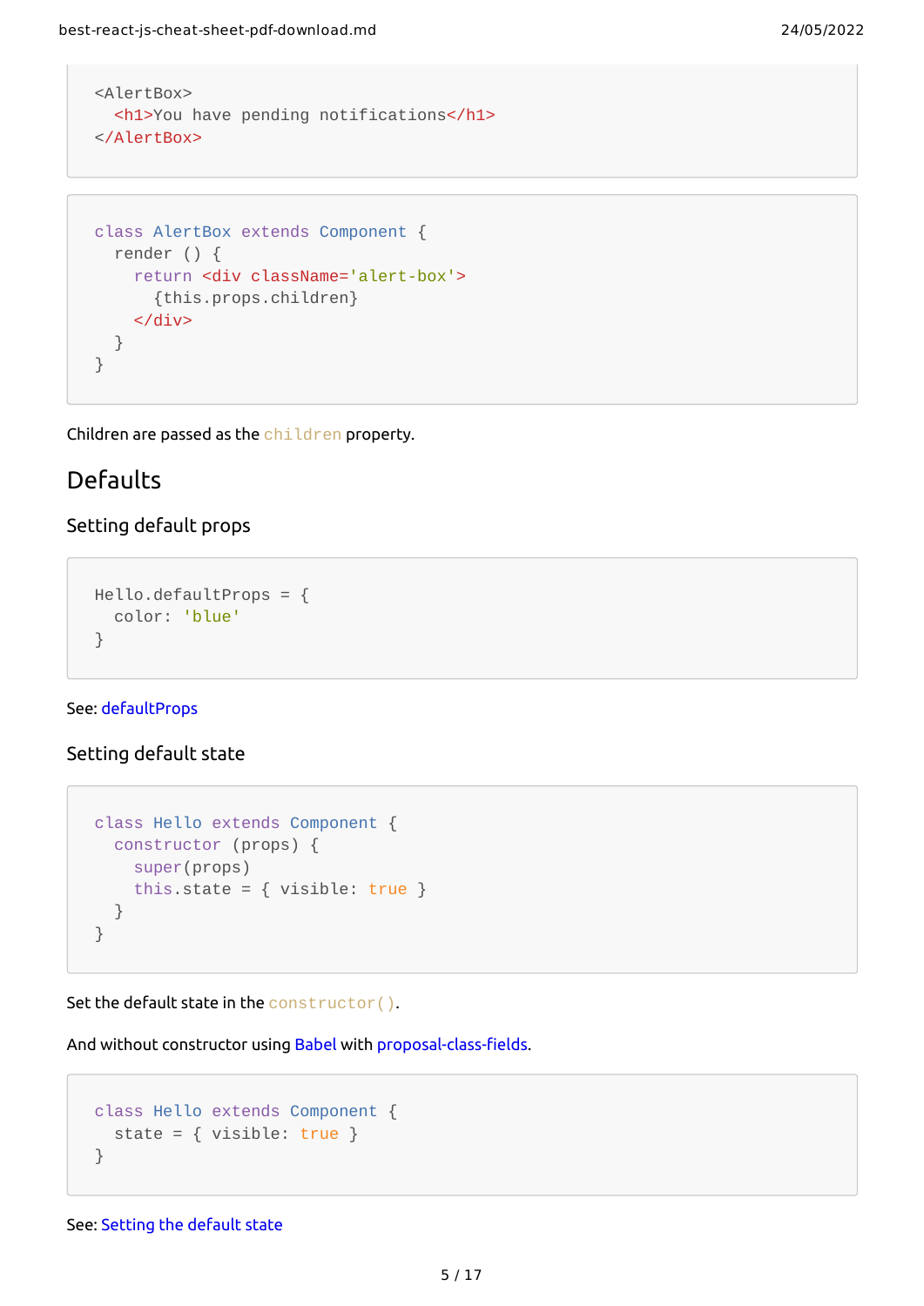```
<AlertBox>
  <h1>You have pending notifications</h1>
</AlertBox>
```

```
class AlertBox extends Component {
  render () {
    return <div className='alert-box'>
      {this.props.children}
    </div>
  }
}
```

Children are passed as the `children` property.

## Defaults

### Setting default props

```
Hello.defaultProps = {
  color: 'blue'
}
```

See: defaultProps

### Setting default state

```
class Hello extends Component {
  constructor (props) {
    super(props)
    this.state = { visible: true }
  }
}
```

Set the default state in the `constructor()`.

And without constructor using Babel with proposal-class-fields.

```
class Hello extends Component {
  state = { visible: true }
}
```

See: Setting the default state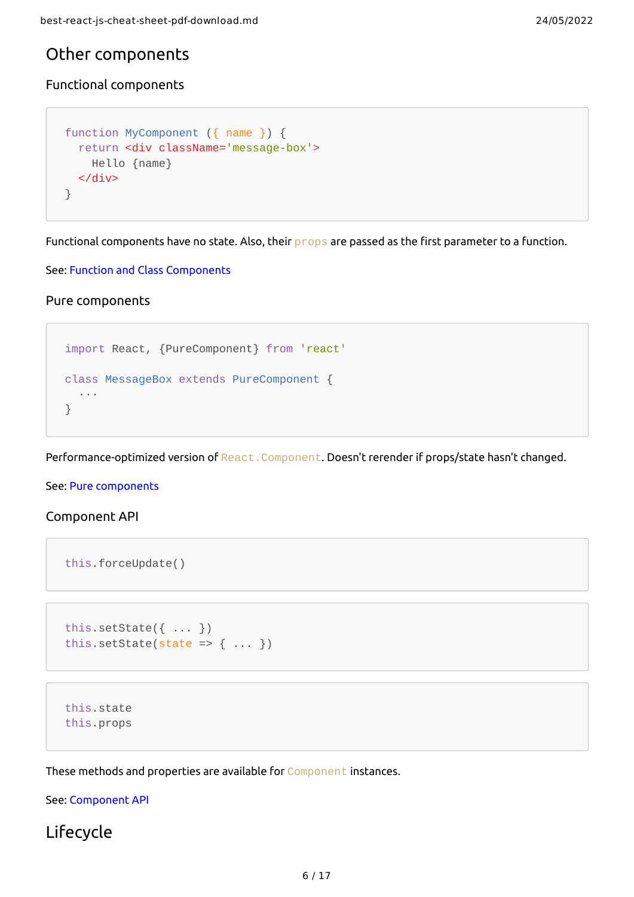## Other components

### Functional components

```
function MyComponent ({ name }) {
  return <div className='message-box'>
    Hello {name}
  </div>
}
```

Functional components have no state. Also, their `props` are passed as the first parameter to a function.

See: Function and Class Components

### Pure components

```
import React, {PureComponent} from 'react'

class MessageBox extends PureComponent {
  ···
}
```

Performance-optimized version of `React.Component`. Doesn't rerender if props/state hasn't changed.

See: Pure components

### Component API

```
this.forceUpdate()
```

```
this.setState({ ... })
this.setState(state => { ... })
```

```
this.state
this.props
```

These methods and properties are available for `Component` instances.

See: Component API

## Lifecycle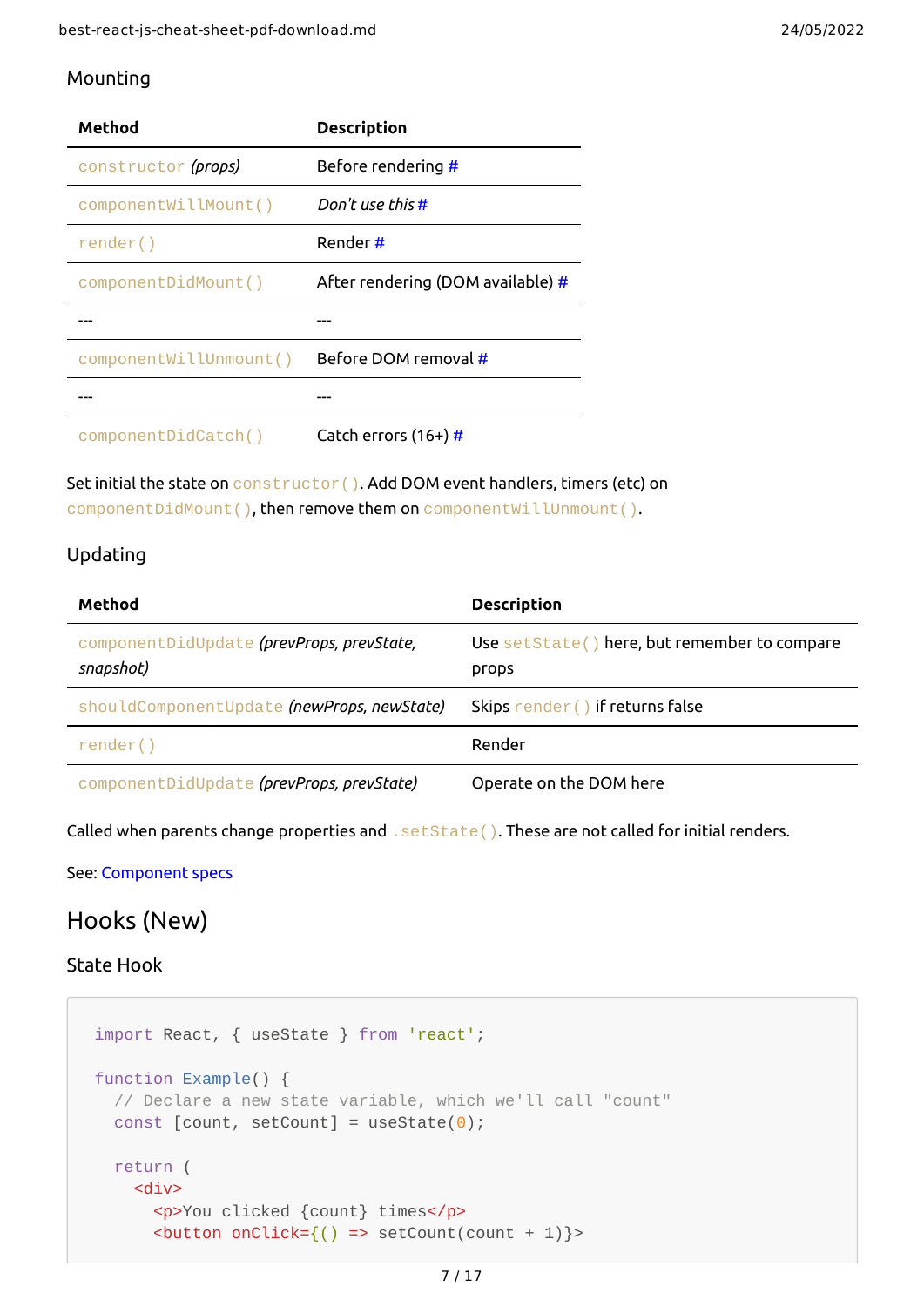### Mounting

| Method | Description |
| --- | --- |
| `constructor` *(props)* | Before rendering # |
| `componentWillMount()` | *Don't use this* # |
| `render()` | Render # |
| `componentDidMount()` | After rendering (DOM available) # |
| --- | --- |
| `componentWillUnmount()` | Before DOM removal # |
| --- | --- |
| `componentDidCatch()` | Catch errors (16+) # |

Set initial the state on `constructor()`. Add DOM event handlers, timers (etc) on `componentDidMount()`, then remove them on `componentWillUnmount()`.

### Updating

| Method | Description |
| --- | --- |
| `componentDidUpdate` *(prevProps, prevState, snapshot)* | Use `setState()` here, but remember to compare props |
| `shouldComponentUpdate` *(newProps, newState)* | Skips `render()` if returns false |
| `render()` | Render |
| `componentDidUpdate` *(prevProps, prevState)* | Operate on the DOM here |

Called when parents change properties and `.setState()`. These are not called for initial renders.

See: Component specs

## Hooks (New)

### State Hook

```
import React, { useState } from 'react';

function Example() {
  // Declare a new state variable, which we'll call "count"
  const [count, setCount] = useState(0);

  return (
    <div>
      <p>You clicked {count} times</p>
      <button onClick={() => setCount(count + 1)}>
```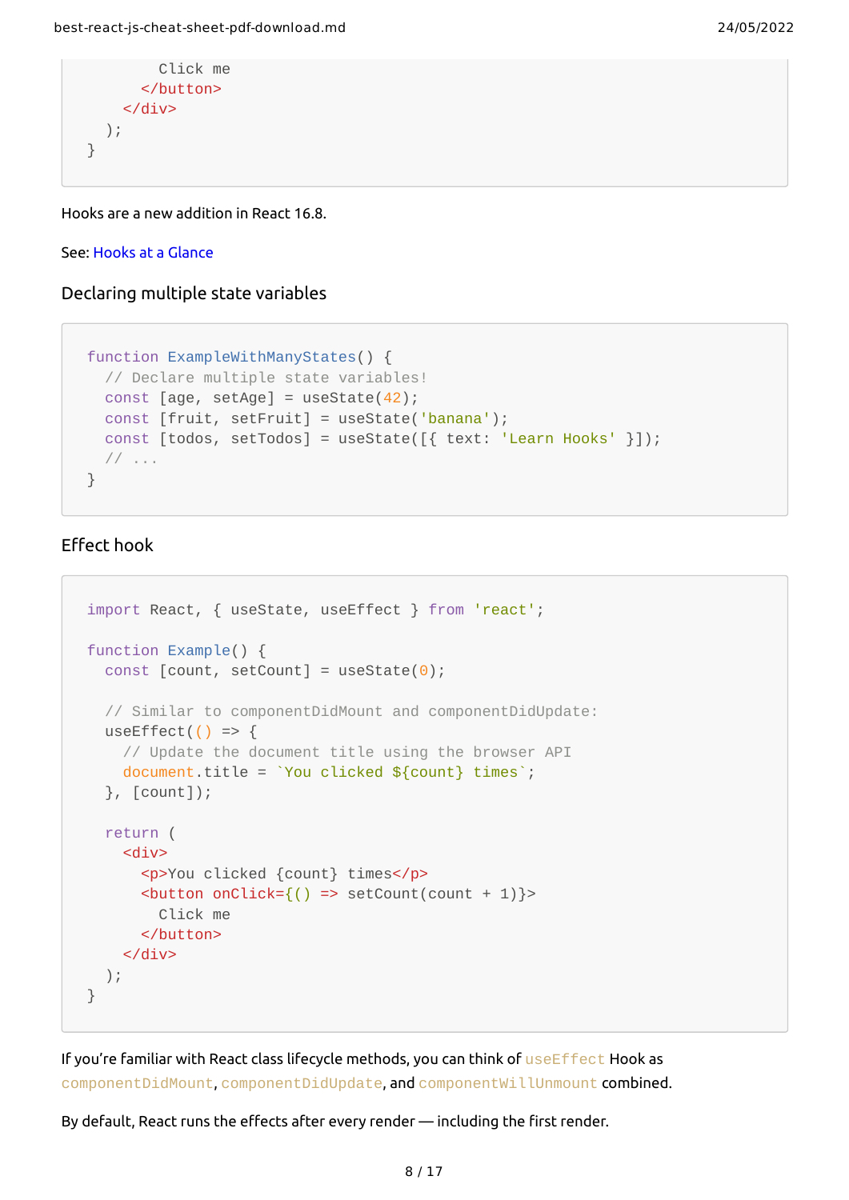```
        Click me
      </button>
    </div>
  );
}
```

Hooks are a new addition in React 16.8.

See: Hooks at a Glance

### Declaring multiple state variables

```
function ExampleWithManyStates() {
  // Declare multiple state variables!
  const [age, setAge] = useState(42);
  const [fruit, setFruit] = useState('banana');
  const [todos, setTodos] = useState([{ text: 'Learn Hooks' }]);
  // ...
}
```

### Effect hook

```
import React, { useState, useEffect } from 'react';

function Example() {
  const [count, setCount] = useState(0);

  // Similar to componentDidMount and componentDidUpdate:
  useEffect(() => {
    // Update the document title using the browser API
    document.title = `You clicked ${count} times`;
  }, [count]);

  return (
    <div>
      <p>You clicked {count} times</p>
      <button onClick={() => setCount(count + 1)}>
        Click me
      </button>
    </div>
  );
}
```

If you're familiar with React class lifecycle methods, you can think of `useEffect` Hook as `componentDidMount`, `componentDidUpdate`, and `componentWillUnmount` combined.

By default, React runs the effects after every render — including the first render.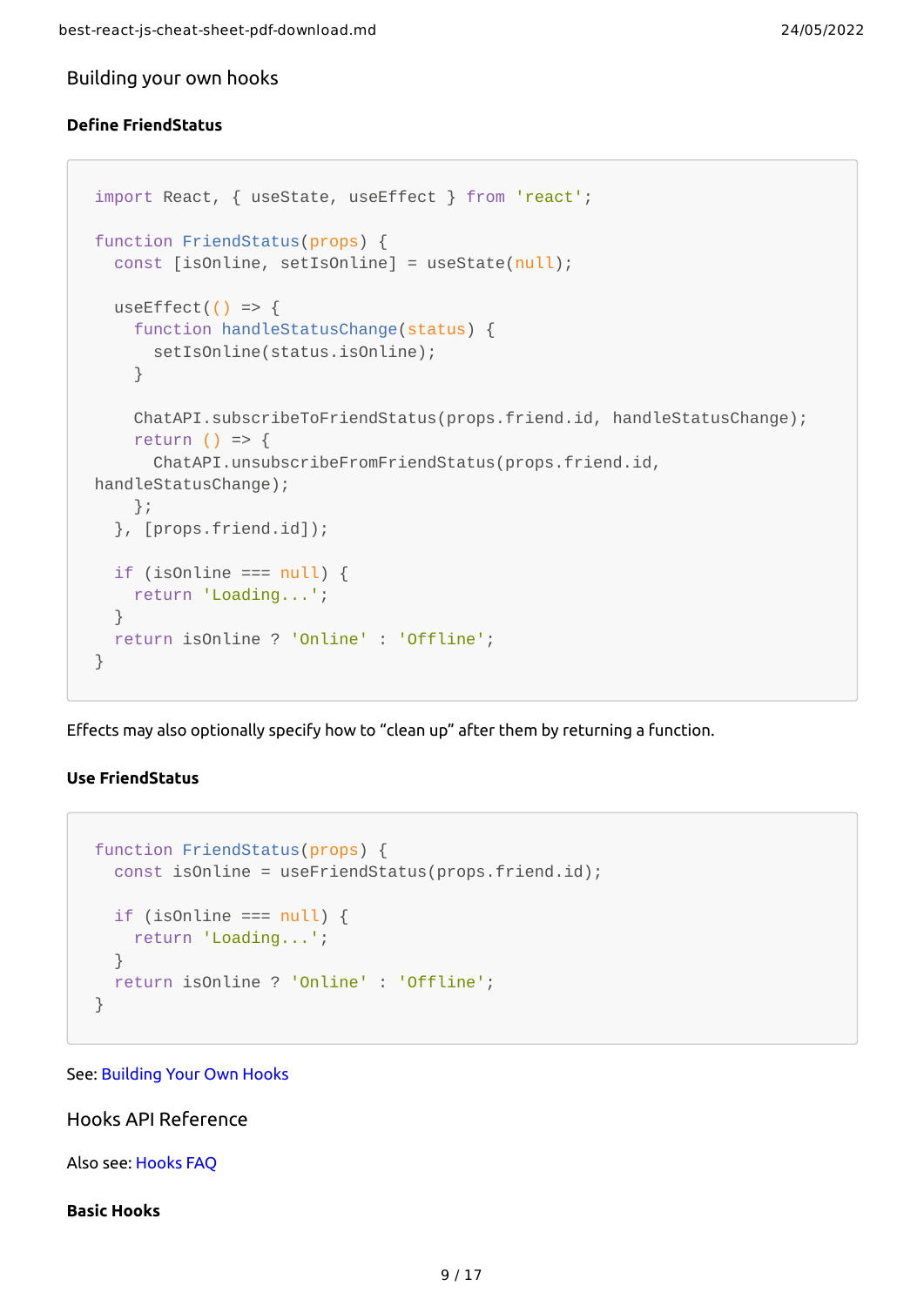## Building your own hooks

#### Define FriendStatus

```
import React, { useState, useEffect } from 'react';

function FriendStatus(props) {
  const [isOnline, setIsOnline] = useState(null);

  useEffect(() => {
    function handleStatusChange(status) {
      setIsOnline(status.isOnline);
    }

    ChatAPI.subscribeToFriendStatus(props.friend.id, handleStatusChange);
    return () => {
      ChatAPI.unsubscribeFromFriendStatus(props.friend.id,
handleStatusChange);
    };
  }, [props.friend.id]);

  if (isOnline === null) {
    return 'Loading...';
  }
  return isOnline ? 'Online' : 'Offline';
}
```

Effects may also optionally specify how to “clean up” after them by returning a function.

#### Use FriendStatus

```
function FriendStatus(props) {
  const isOnline = useFriendStatus(props.friend.id);

  if (isOnline === null) {
    return 'Loading...';
  }
  return isOnline ? 'Online' : 'Offline';
}
```

See: Building Your Own Hooks

## Hooks API Reference

Also see: Hooks FAQ

#### Basic Hooks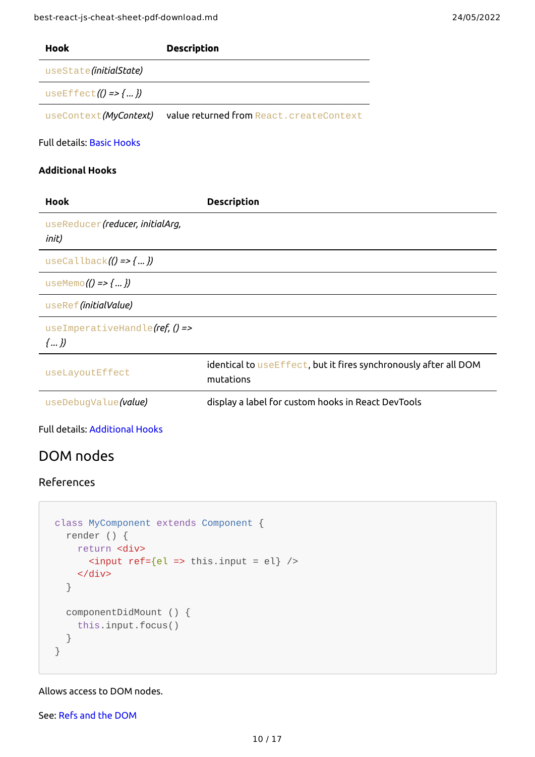| Hook | Description |
| --- | --- |
| `useState`*(initialState)* | |
| `useEffect`*(() => { … })* | |
| `useContext`*(MyContext)* | value returned from `React.createContext` |

Full details: Basic Hooks

### Additional Hooks

| Hook | Description |
| --- | --- |
| `useReducer`*(reducer, initialArg, init)* | |
| `useCallback`*(() => { … })* | |
| `useMemo`*(() => { … })* | |
| `useRef`*(initialValue)* | |
| `useImperativeHandle`*(ref, () => { … })* | |
| `useLayoutEffect` | identical to `useEffect`, but it fires synchronously after all DOM mutations |
| `useDebugValue`*(value)* | display a label for custom hooks in React DevTools |

Full details: Additional Hooks

## DOM nodes

### References

```
class MyComponent extends Component {
  render () {
    return <div>
      <input ref={el => this.input = el} />
    </div>
  }

  componentDidMount () {
    this.input.focus()
  }
}
```

Allows access to DOM nodes.

See: Refs and the DOM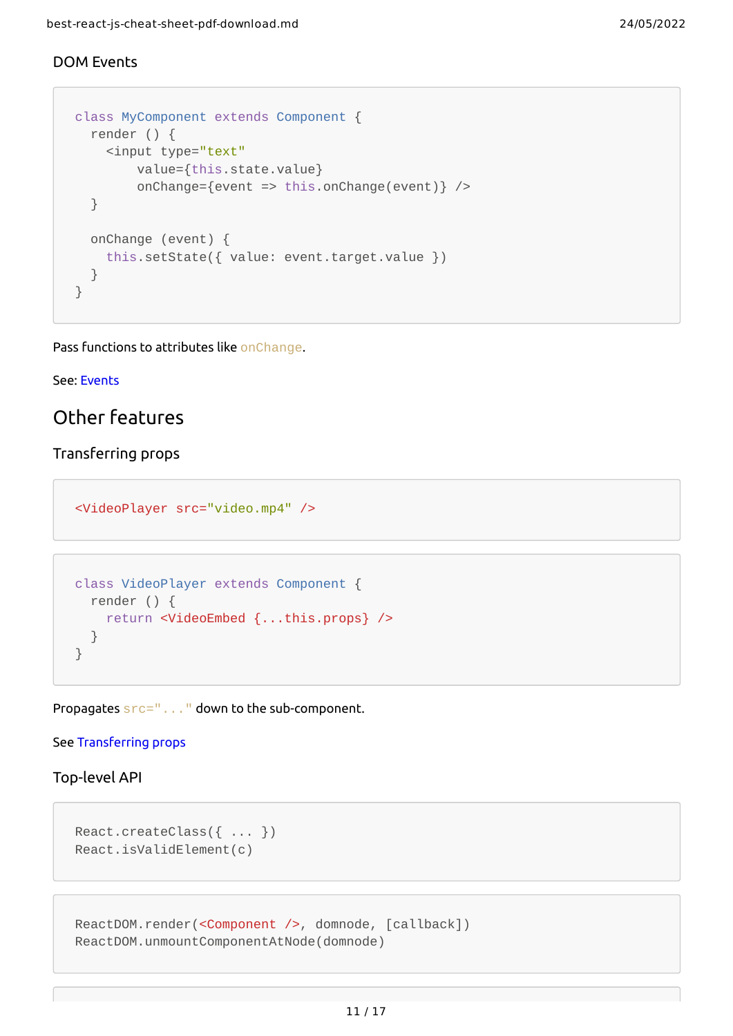### DOM Events

```
class MyComponent extends Component {
  render () {
    <input type="text"
        value={this.state.value}
        onChange={event => this.onChange(event)} />
  }

  onChange (event) {
    this.setState({ value: event.target.value })
  }
}
```

Pass functions to attributes like `onChange`.

See: Events

## Other features

### Transferring props

```
<VideoPlayer src="video.mp4" />
```

```
class VideoPlayer extends Component {
  render () {
    return <VideoEmbed {...this.props} />
  }
}
```

Propagates `src="..."` down to the sub-component.

See Transferring props

### Top-level API

```
React.createClass({ ... })
React.isValidElement(c)
```

```
ReactDOM.render(<Component />, domnode, [callback])
ReactDOM.unmountComponentAtNode(domnode)
```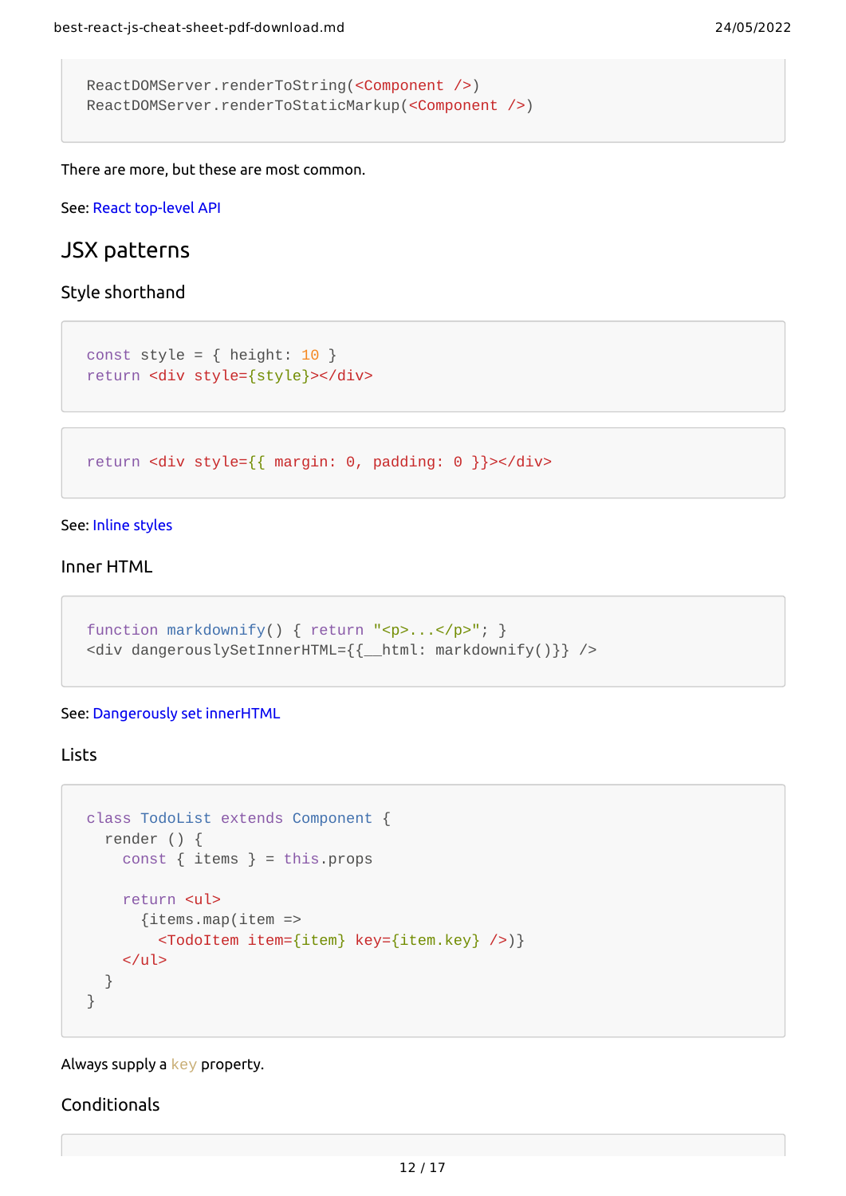```
ReactDOMServer.renderToString(<Component />)
ReactDOMServer.renderToStaticMarkup(<Component />)
```

There are more, but these are most common.

See: React top-level API

## JSX patterns

### Style shorthand

```
const style = { height: 10 }
return <div style={style}></div>
```

```
return <div style={{ margin: 0, padding: 0 }}></div>
```

See: Inline styles

### Inner HTML

```
function markdownify() { return "<p>...</p>"; }
<div dangerouslySetInnerHTML={{__html: markdownify()}} />
```

See: Dangerously set innerHTML

### Lists

```
class TodoList extends Component {
  render () {
    const { items } = this.props

    return <ul>
      {items.map(item =>
        <TodoItem item={item} key={item.key} />)}
    </ul>
  }
}
```

Always supply a `key` property.

### Conditionals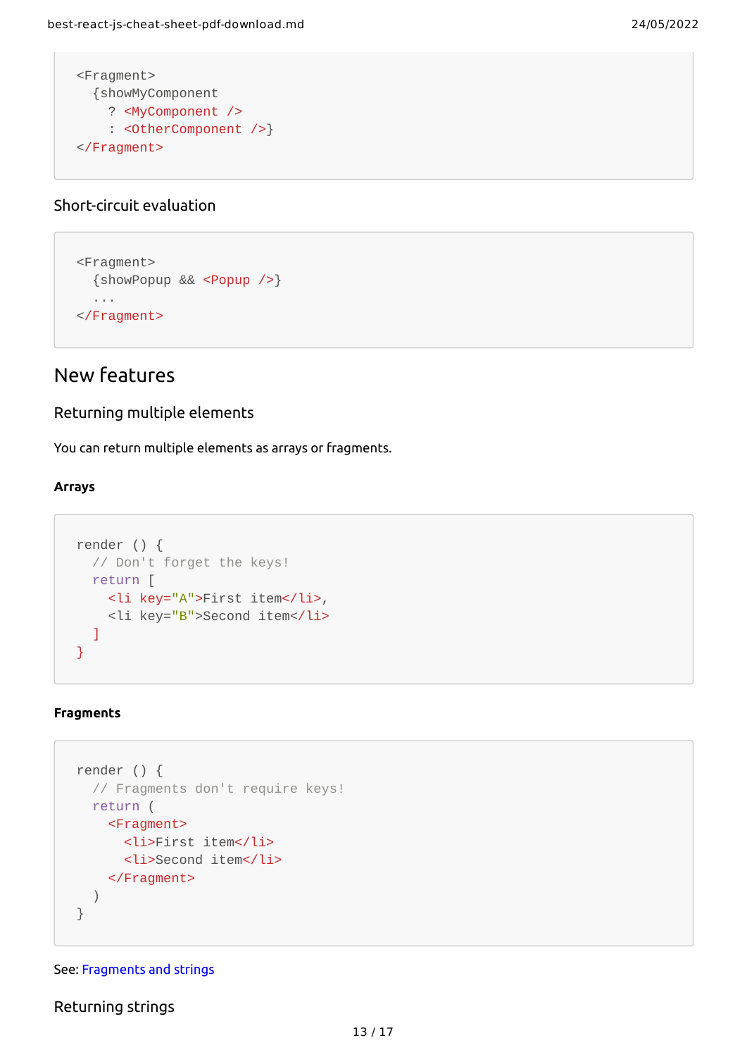```
<Fragment>
  {showMyComponent
    ? <MyComponent />
    : <OtherComponent />}
</Fragment>
```

### Short-circuit evaluation

```
<Fragment>
  {showPopup && <Popup />}
  ...
</Fragment>
```

## New features

### Returning multiple elements

You can return multiple elements as arrays or fragments.

#### Arrays

```
render () {
  // Don't forget the keys!
  return [
    <li key="A">First item</li>,
    <li key="B">Second item</li>
  ]
}
```

#### Fragments

```
render () {
  // Fragments don't require keys!
  return (
    <Fragment>
      <li>First item</li>
      <li>Second item</li>
    </Fragment>
  )
}
```

See: Fragments and strings

### Returning strings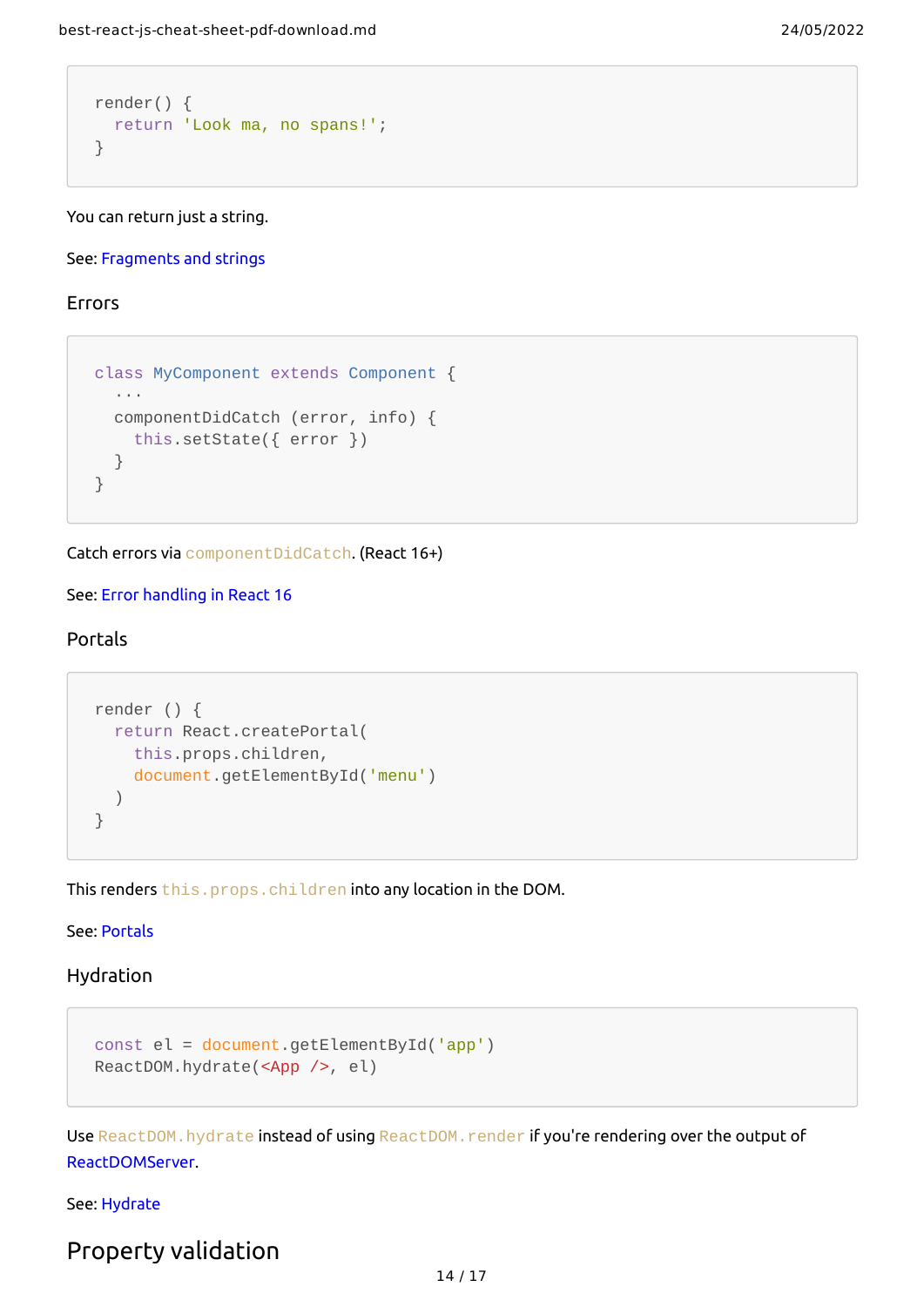```
render() {
  return 'Look ma, no spans!';
}
```

You can return just a string.

See: Fragments and strings

### Errors

```
class MyComponent extends Component {
  ···
  componentDidCatch (error, info) {
    this.setState({ error })
  }
}
```

Catch errors via `componentDidCatch`. (React 16+)

See: Error handling in React 16

### Portals

```
render () {
  return React.createPortal(
    this.props.children,
    document.getElementById('menu')
  )
}
```

This renders `this.props.children` into any location in the DOM.

See: Portals

### Hydration

```
const el = document.getElementById('app')
ReactDOM.hydrate(<App />, el)
```

Use `ReactDOM.hydrate` instead of using `ReactDOM.render` if you're rendering over the output of ReactDOMServer.

See: Hydrate

## Property validation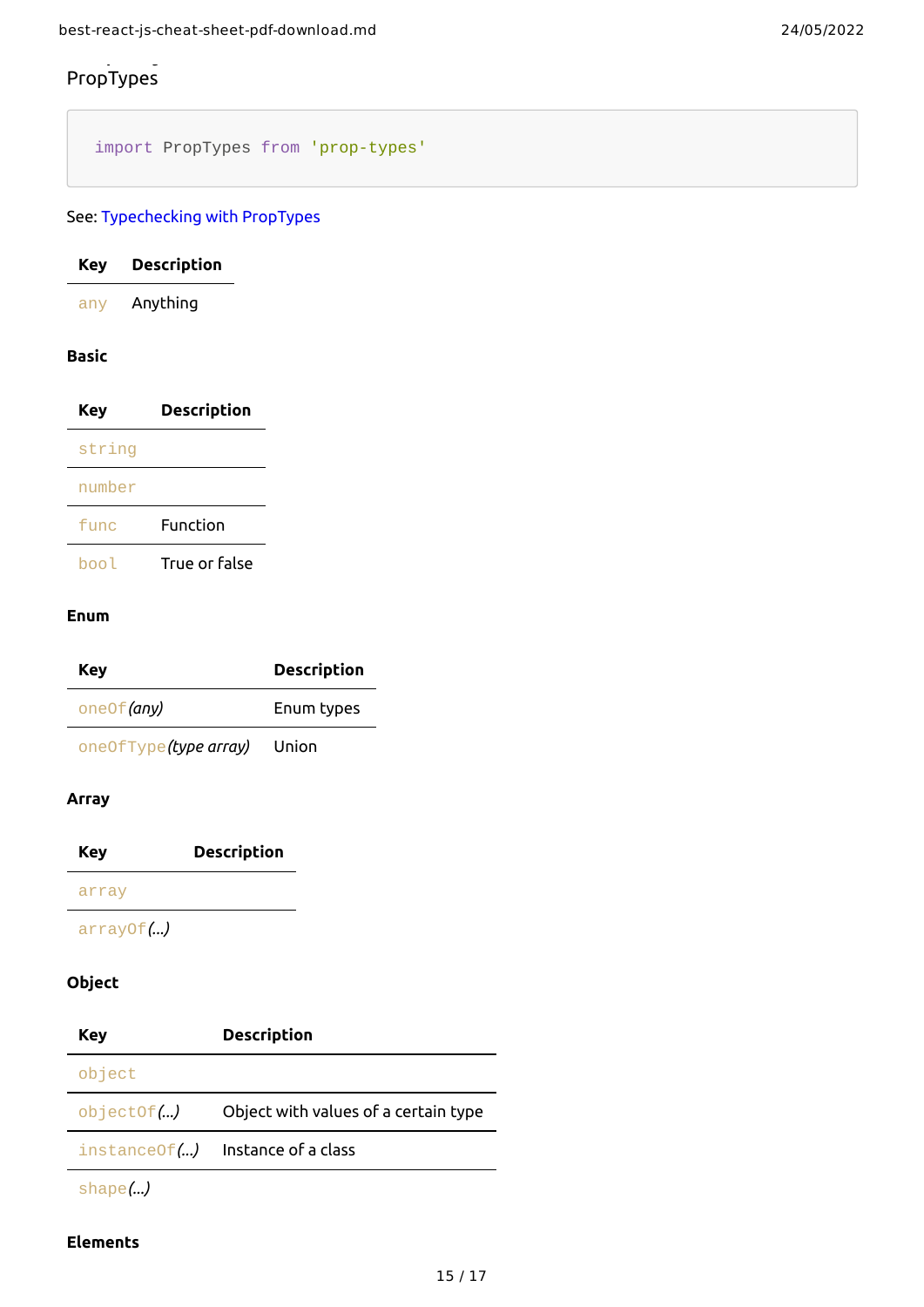## PropTypes

```
import PropTypes from 'prop-types'
```

See: [Typechecking with PropTypes](#)

| Key | Description |
| --- | --- |
| `any` | Anything |

#### Basic

| Key | Description |
| --- | --- |
| `string` | |
| `number` | |
| `func` | Function |
| `bool` | True or false |

#### Enum

| Key | Description |
| --- | --- |
| `oneOf`*(any)* | Enum types |
| `oneOfType`*(type array)* | Union |

#### Array

| Key | Description |
| --- | --- |
| `array` | |
| `arrayOf`*(...)* | |

#### Object

| Key | Description |
| --- | --- |
| `object` | |
| `objectOf`*(...)* | Object with values of a certain type |
| `instanceOf`*(...)* | Instance of a class |
| `shape`*(...)* | |

#### Elements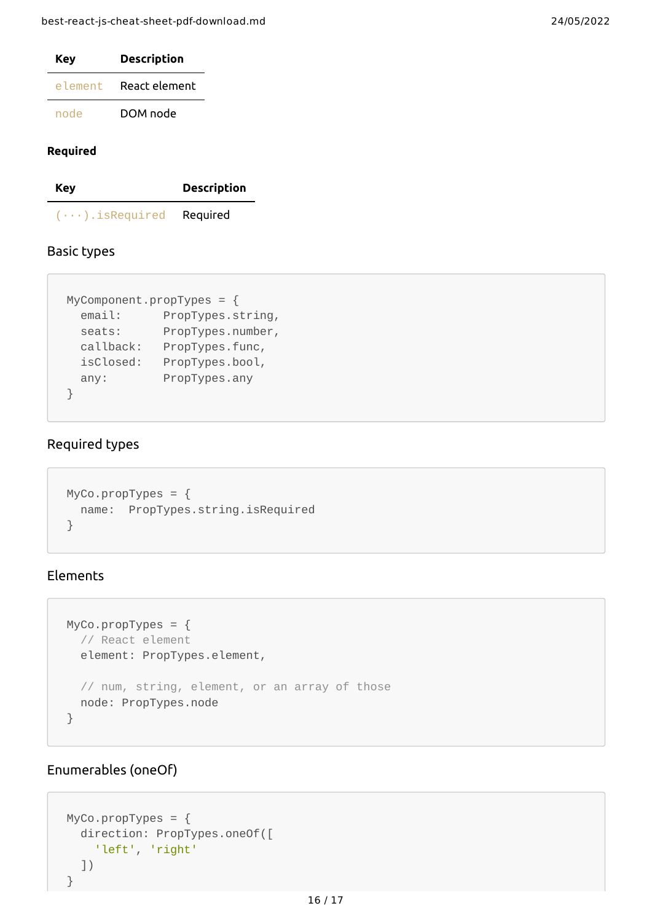| Key | Description |
| --- | --- |
| `element` | React element |
| `node` | DOM node |

**Required**

| Key | Description |
| --- | --- |
| `(···).isRequired` | Required |

### Basic types

```
MyComponent.propTypes = {
  email:      PropTypes.string,
  seats:      PropTypes.number,
  callback:   PropTypes.func,
  isClosed:   PropTypes.bool,
  any:        PropTypes.any
}
```

### Required types

```
MyCo.propTypes = {
  name:  PropTypes.string.isRequired
}
```

### Elements

```
MyCo.propTypes = {
  // React element
  element: PropTypes.element,

  // num, string, element, or an array of those
  node: PropTypes.node
}
```

### Enumerables (oneOf)

```
MyCo.propTypes = {
  direction: PropTypes.oneOf([
    'left', 'right'
  ])
}
```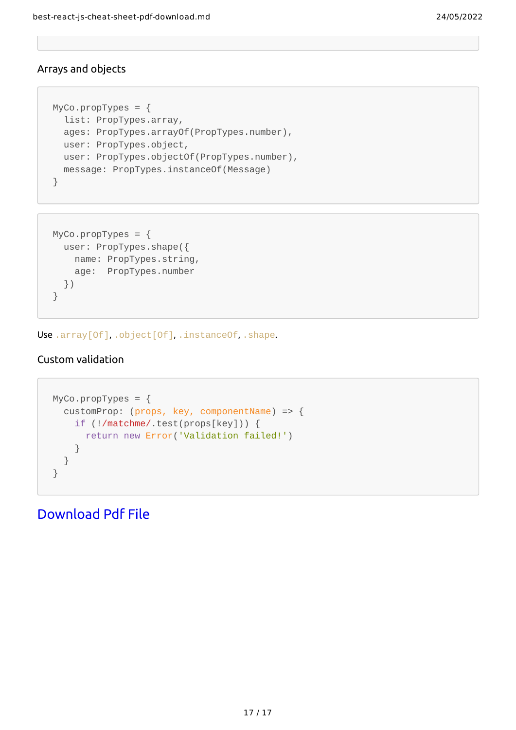### Arrays and objects

```
MyCo.propTypes = {
  list: PropTypes.array,
  ages: PropTypes.arrayOf(PropTypes.number),
  user: PropTypes.object,
  user: PropTypes.objectOf(PropTypes.number),
  message: PropTypes.instanceOf(Message)
}
```

```
MyCo.propTypes = {
  user: PropTypes.shape({
    name: PropTypes.string,
    age:  PropTypes.number
  })
}
```

Use `.array[Of]`, `.object[Of]`, `.instanceOf`, `.shape`.

### Custom validation

```
MyCo.propTypes = {
  customProp: (props, key, componentName) => {
    if (!/matchme/.test(props[key])) {
      return new Error('Validation failed!')
    }
  }
}
```

## Download Pdf File